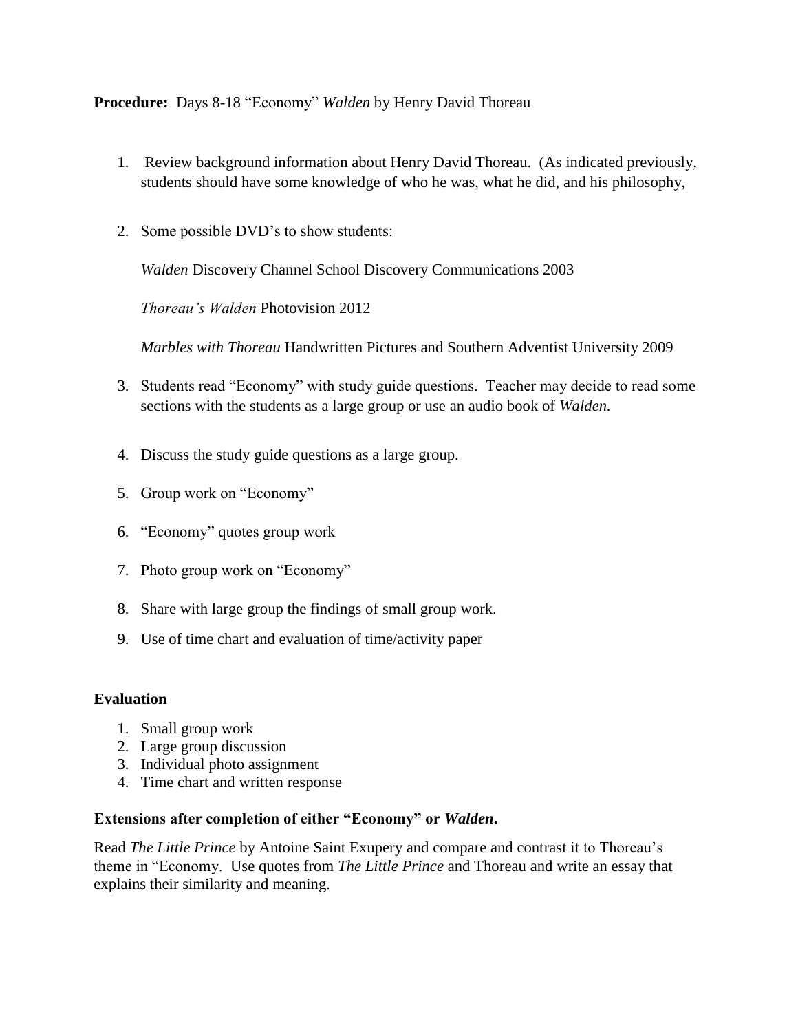**Procedure:** Days 8-18 "Economy" *Walden* by Henry David Thoreau

1. Review background information about Henry David Thoreau. (As indicated previously, students should have some knowledge of who he was, what he did, and his philosophy,

2. Some possible DVD's to show students:

   *Walden* Discovery Channel School Discovery Communications 2003

   *Thoreau's Walden* Photovision 2012

   *Marbles with Thoreau* Handwritten Pictures and Southern Adventist University 2009

3. Students read "Economy" with study guide questions. Teacher may decide to read some sections with the students as a large group or use an audio book of *Walden.*

4. Discuss the study guide questions as a large group.

5. Group work on "Economy"

6. "Economy" quotes group work

7. Photo group work on "Economy"

8. Share with large group the findings of small group work.

9. Use of time chart and evaluation of time/activity paper

### Evaluation

1. Small group work
2. Large group discussion
3. Individual photo assignment
4. Time chart and written response

### Extensions after completion of either "Economy" or *Walden*.

Read *The Little Prince* by Antoine Saint Exupery and compare and contrast it to Thoreau's theme in "Economy. Use quotes from *The Little Prince* and Thoreau and write an essay that explains their similarity and meaning.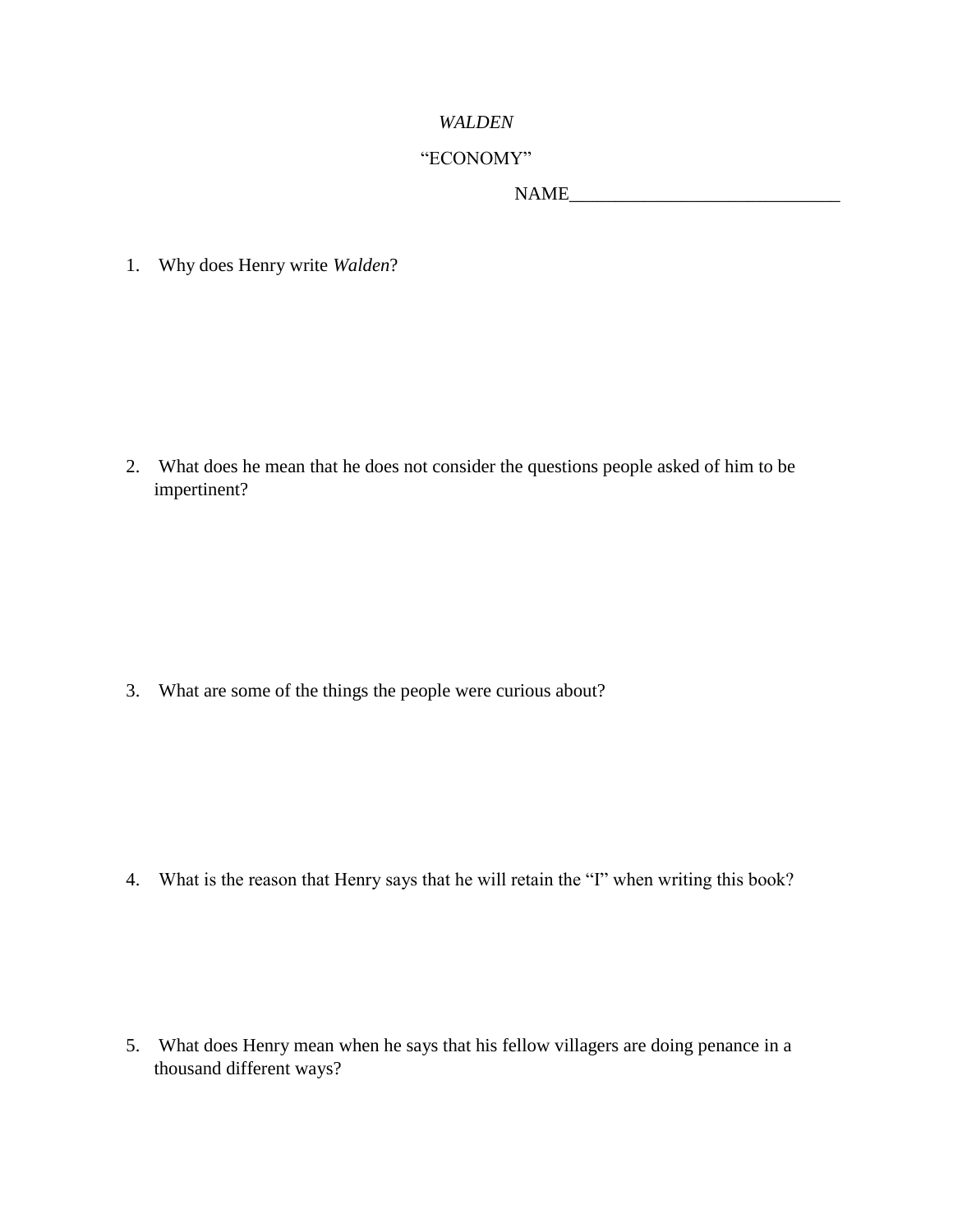*WALDEN*

"ECONOMY"

NAME_____________________________

1. Why does Henry write *Walden*?

2. What does he mean that he does not consider the questions people asked of him to be impertinent?

3. What are some of the things the people were curious about?

4. What is the reason that Henry says that he will retain the "I" when writing this book?

5. What does Henry mean when he says that his fellow villagers are doing penance in a thousand different ways?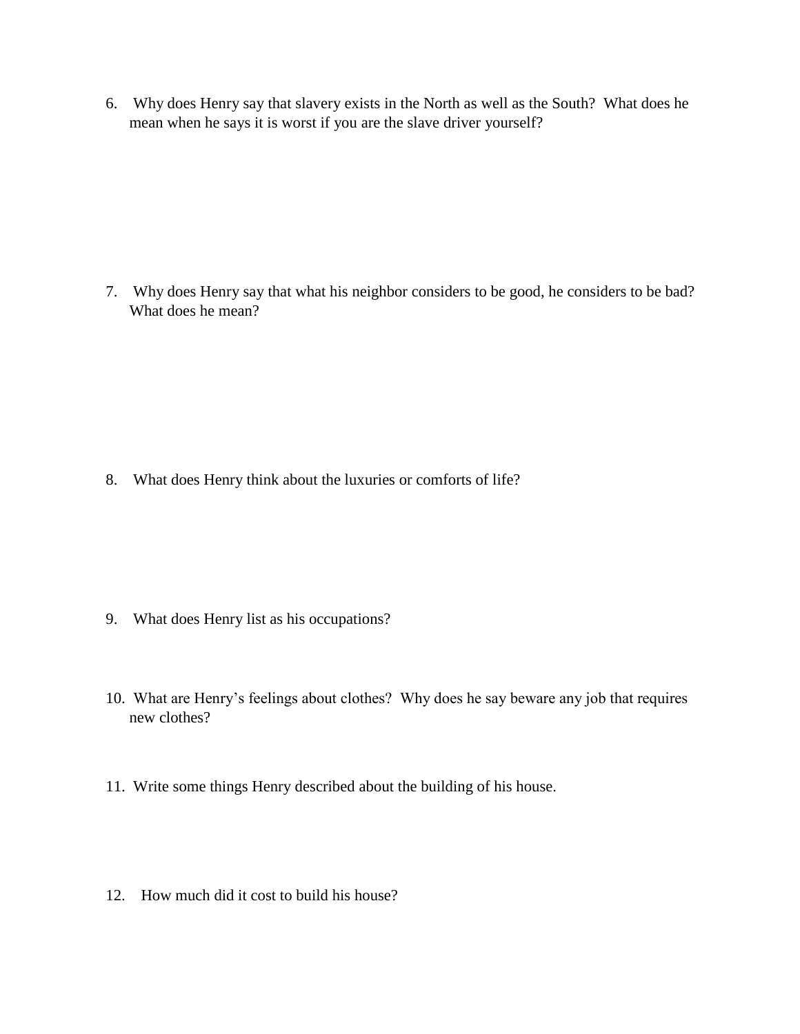6. Why does Henry say that slavery exists in the North as well as the South? What does he mean when he says it is worst if you are the slave driver yourself?

7. Why does Henry say that what his neighbor considers to be good, he considers to be bad? What does he mean?

8. What does Henry think about the luxuries or comforts of life?

9. What does Henry list as his occupations?

10. What are Henry's feelings about clothes? Why does he say beware any job that requires new clothes?

11. Write some things Henry described about the building of his house.

12. How much did it cost to build his house?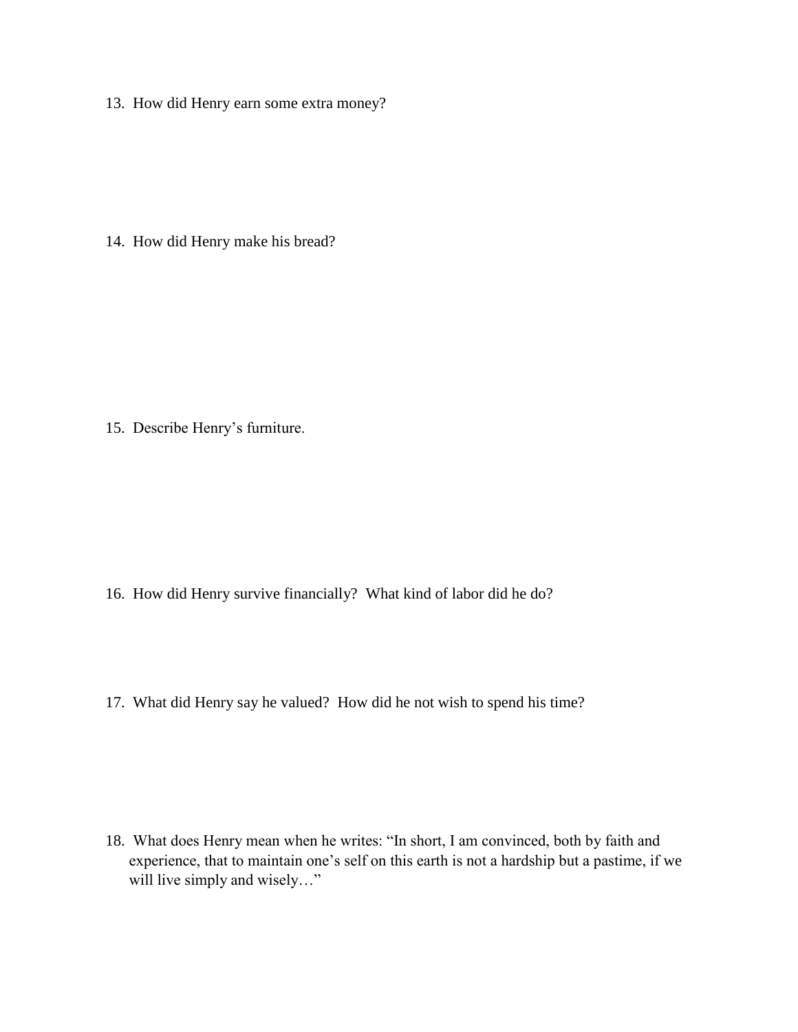13. How did Henry earn some extra money?

14. How did Henry make his bread?

15. Describe Henry's furniture.

16. How did Henry survive financially? What kind of labor did he do?

17. What did Henry say he valued? How did he not wish to spend his time?

18. What does Henry mean when he writes: "In short, I am convinced, both by faith and experience, that to maintain one's self on this earth is not a hardship but a pastime, if we will live simply and wisely…"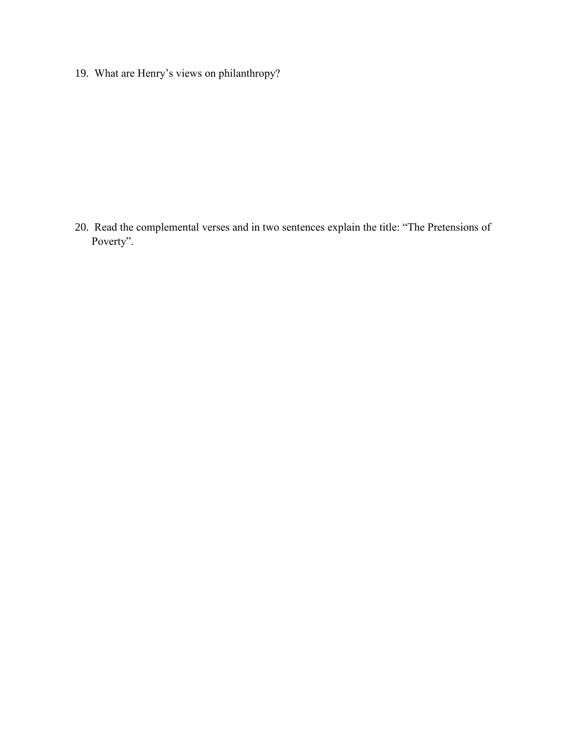19. What are Henry's views on philanthropy?

20. Read the complemental verses and in two sentences explain the title: "The Pretensions of Poverty".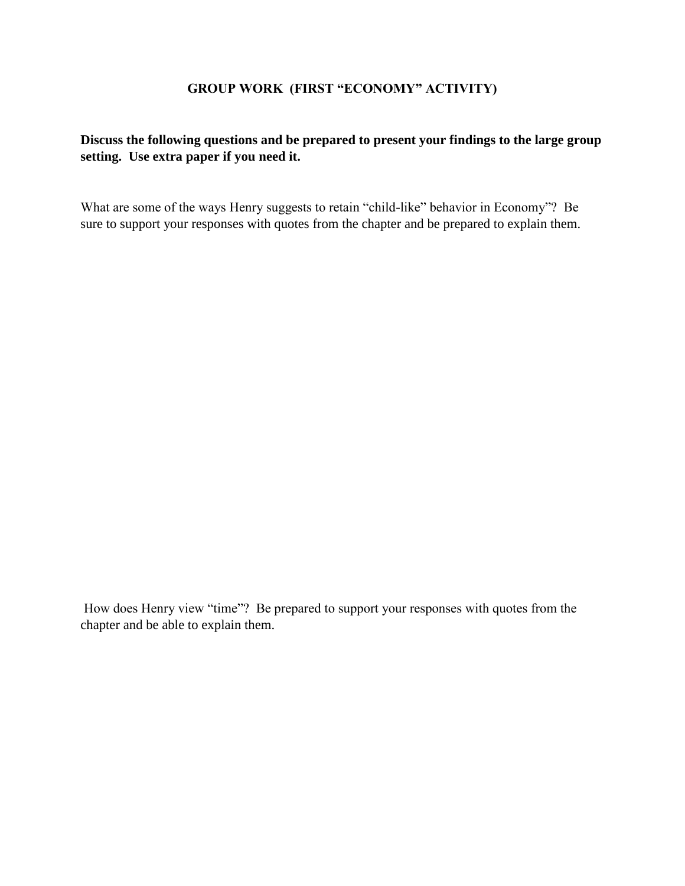## GROUP WORK (FIRST "ECONOMY" ACTIVITY)

**Discuss the following questions and be prepared to present your findings to the large group setting. Use extra paper if you need it.**

What are some of the ways Henry suggests to retain "child-like" behavior in Economy"? Be sure to support your responses with quotes from the chapter and be prepared to explain them.

How does Henry view "time"? Be prepared to support your responses with quotes from the chapter and be able to explain them.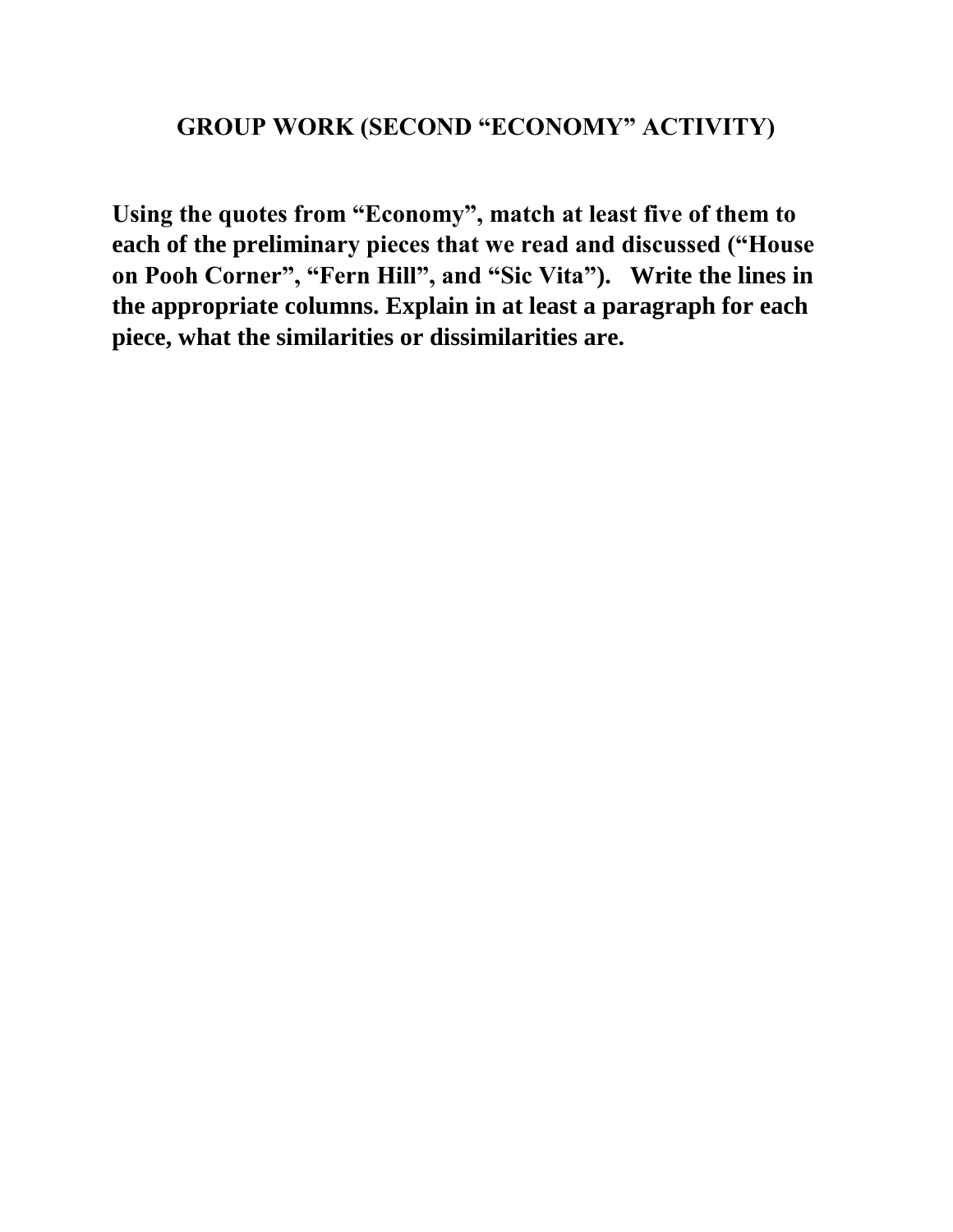# GROUP WORK (SECOND "ECONOMY" ACTIVITY)

**Using the quotes from "Economy", match at least five of them to each of the preliminary pieces that we read and discussed ("House on Pooh Corner", "Fern Hill", and "Sic Vita"). Write the lines in the appropriate columns. Explain in at least a paragraph for each piece, what the similarities or dissimilarities are.**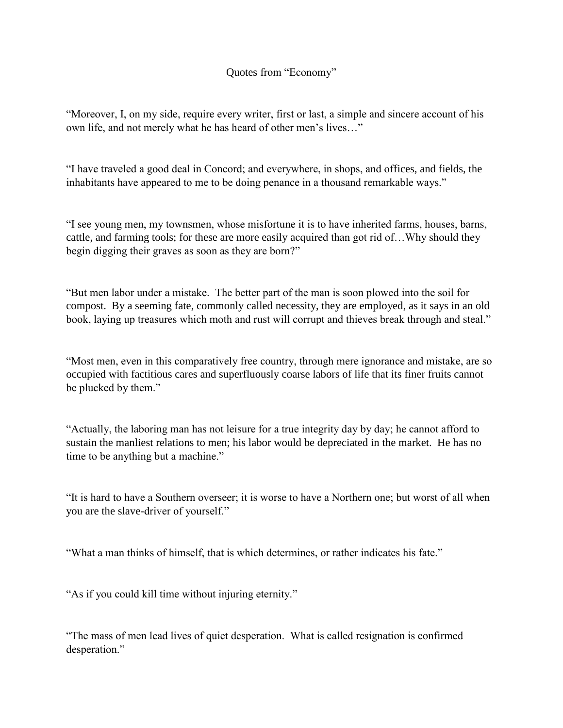# Quotes from "Economy"

"Moreover, I, on my side, require every writer, first or last, a simple and sincere account of his own life, and not merely what he has heard of other men's lives…"

"I have traveled a good deal in Concord; and everywhere, in shops, and offices, and fields, the inhabitants have appeared to me to be doing penance in a thousand remarkable ways."

"I see young men, my townsmen, whose misfortune it is to have inherited farms, houses, barns, cattle, and farming tools; for these are more easily acquired than got rid of…Why should they begin digging their graves as soon as they are born?"

"But men labor under a mistake. The better part of the man is soon plowed into the soil for compost. By a seeming fate, commonly called necessity, they are employed, as it says in an old book, laying up treasures which moth and rust will corrupt and thieves break through and steal."

"Most men, even in this comparatively free country, through mere ignorance and mistake, are so occupied with factitious cares and superfluously coarse labors of life that its finer fruits cannot be plucked by them."

"Actually, the laboring man has not leisure for a true integrity day by day; he cannot afford to sustain the manliest relations to men; his labor would be depreciated in the market. He has no time to be anything but a machine."

"It is hard to have a Southern overseer; it is worse to have a Northern one; but worst of all when you are the slave-driver of yourself."

"What a man thinks of himself, that is which determines, or rather indicates his fate."

"As if you could kill time without injuring eternity."

"The mass of men lead lives of quiet desperation. What is called resignation is confirmed desperation."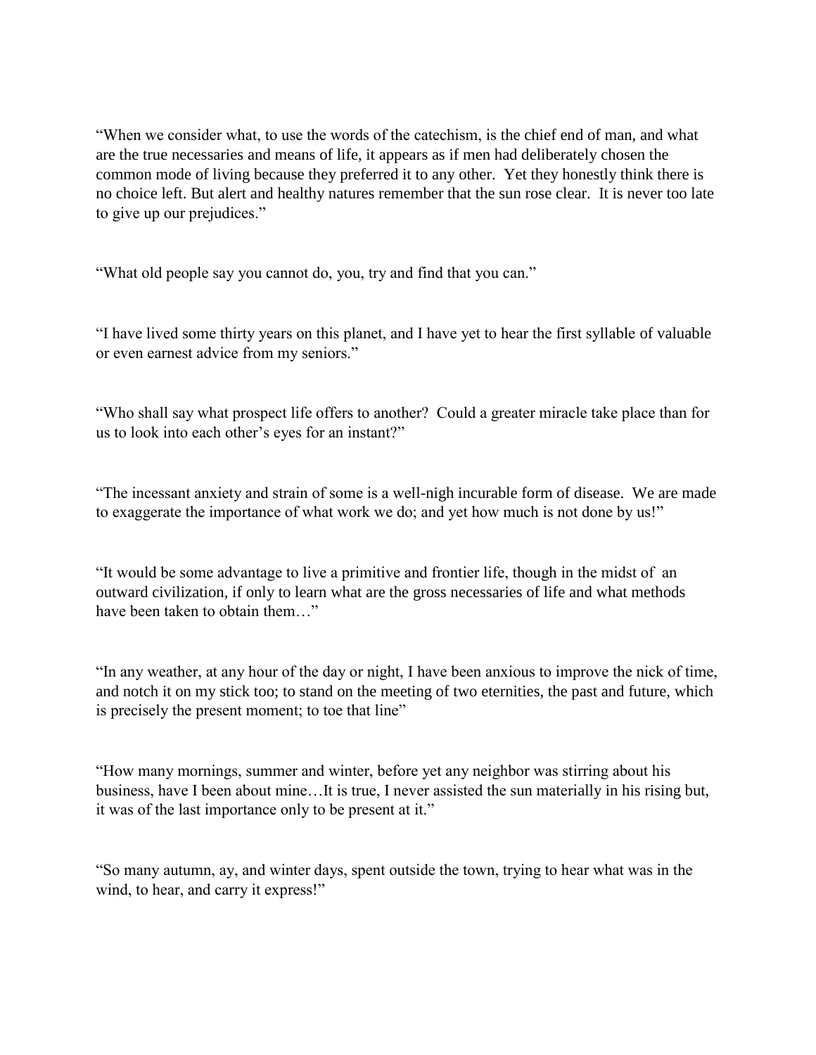"When we consider what, to use the words of the catechism, is the chief end of man, and what are the true necessaries and means of life, it appears as if men had deliberately chosen the common mode of living because they preferred it to any other. Yet they honestly think there is no choice left. But alert and healthy natures remember that the sun rose clear. It is never too late to give up our prejudices."

"What old people say you cannot do, you, try and find that you can."

"I have lived some thirty years on this planet, and I have yet to hear the first syllable of valuable or even earnest advice from my seniors."

"Who shall say what prospect life offers to another? Could a greater miracle take place than for us to look into each other's eyes for an instant?"

"The incessant anxiety and strain of some is a well-nigh incurable form of disease. We are made to exaggerate the importance of what work we do; and yet how much is not done by us!"

"It would be some advantage to live a primitive and frontier life, though in the midst of an outward civilization, if only to learn what are the gross necessaries of life and what methods have been taken to obtain them…"

"In any weather, at any hour of the day or night, I have been anxious to improve the nick of time, and notch it on my stick too; to stand on the meeting of two eternities, the past and future, which is precisely the present moment; to toe that line"

"How many mornings, summer and winter, before yet any neighbor was stirring about his business, have I been about mine…It is true, I never assisted the sun materially in his rising but, it was of the last importance only to be present at it."

"So many autumn, ay, and winter days, spent outside the town, trying to hear what was in the wind, to hear, and carry it express!"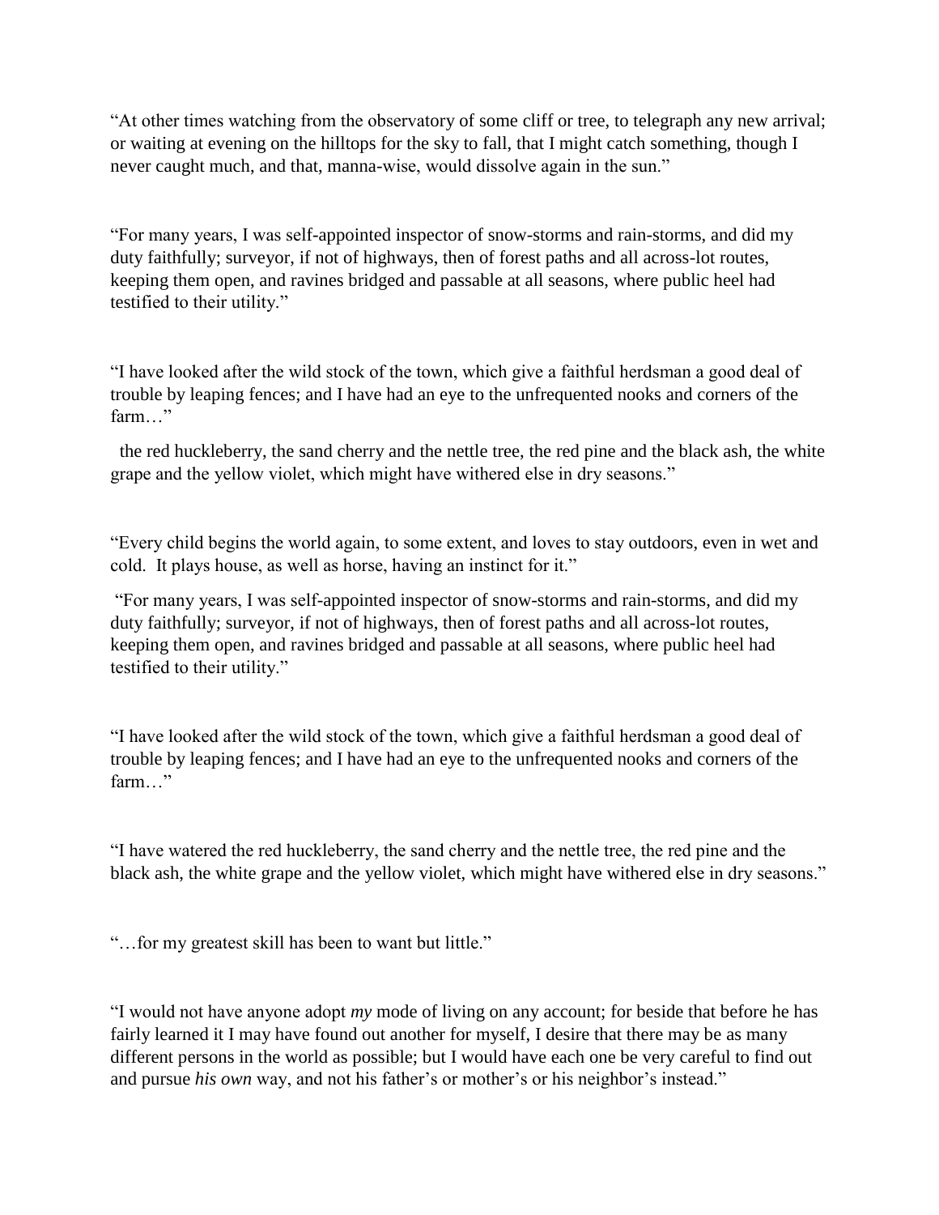"At other times watching from the observatory of some cliff or tree, to telegraph any new arrival; or waiting at evening on the hilltops for the sky to fall, that I might catch something, though I never caught much, and that, manna-wise, would dissolve again in the sun."

"For many years, I was self-appointed inspector of snow-storms and rain-storms, and did my duty faithfully; surveyor, if not of highways, then of forest paths and all across-lot routes, keeping them open, and ravines bridged and passable at all seasons, where public heel had testified to their utility."

"I have looked after the wild stock of the town, which give a faithful herdsman a good deal of trouble by leaping fences; and I have had an eye to the unfrequented nooks and corners of the farm…"

the red huckleberry, the sand cherry and the nettle tree, the red pine and the black ash, the white grape and the yellow violet, which might have withered else in dry seasons."

"Every child begins the world again, to some extent, and loves to stay outdoors, even in wet and cold. It plays house, as well as horse, having an instinct for it."

"For many years, I was self-appointed inspector of snow-storms and rain-storms, and did my duty faithfully; surveyor, if not of highways, then of forest paths and all across-lot routes, keeping them open, and ravines bridged and passable at all seasons, where public heel had testified to their utility."

"I have looked after the wild stock of the town, which give a faithful herdsman a good deal of trouble by leaping fences; and I have had an eye to the unfrequented nooks and corners of the farm…"

"I have watered the red huckleberry, the sand cherry and the nettle tree, the red pine and the black ash, the white grape and the yellow violet, which might have withered else in dry seasons."

"…for my greatest skill has been to want but little."

"I would not have anyone adopt *my* mode of living on any account; for beside that before he has fairly learned it I may have found out another for myself, I desire that there may be as many different persons in the world as possible; but I would have each one be very careful to find out and pursue *his own* way, and not his father's or mother's or his neighbor's instead."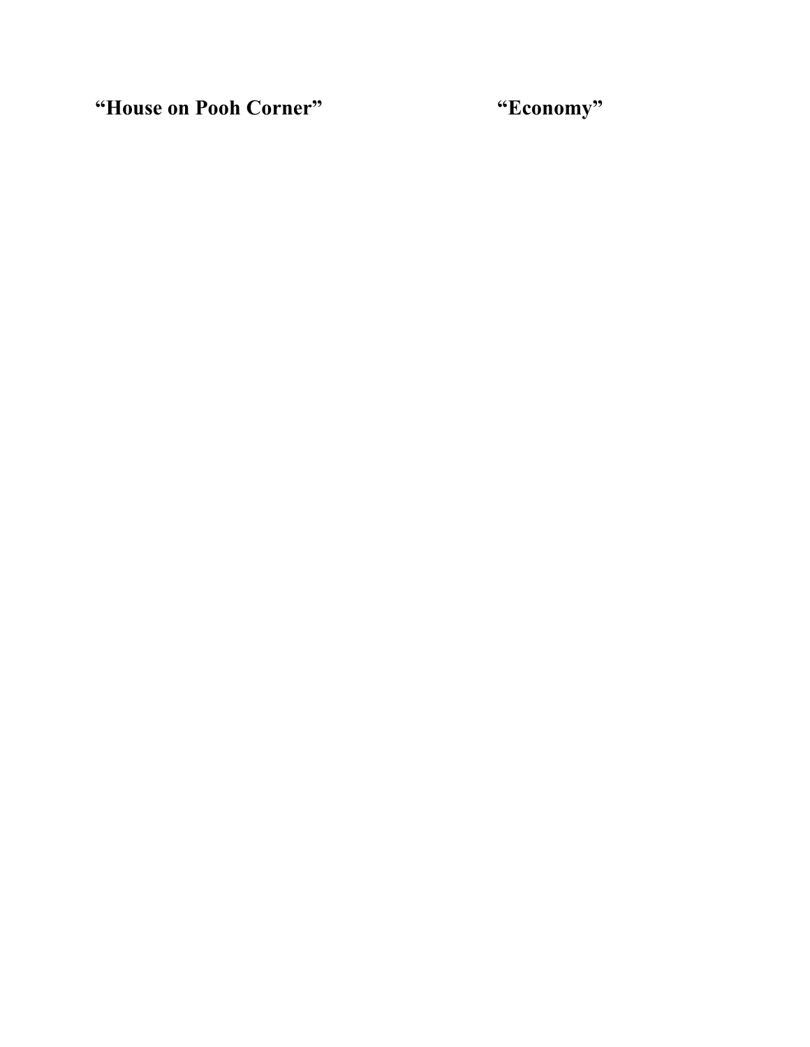**“House on Pooh Corner”**

**“Economy”**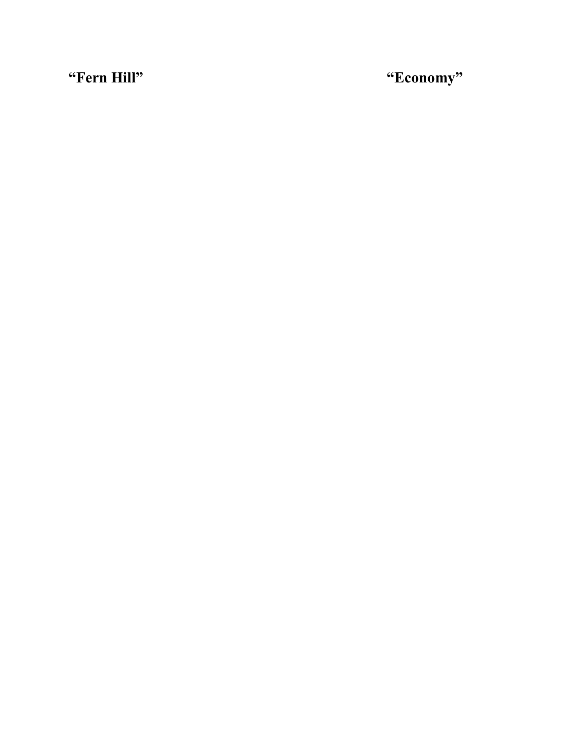**“Fern Hill”**

**“Economy”**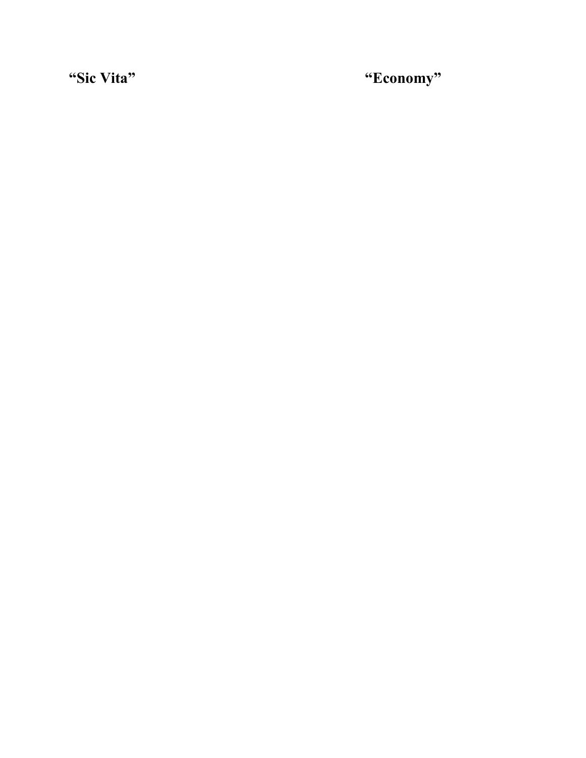**“Sic Vita”**

**“Economy”**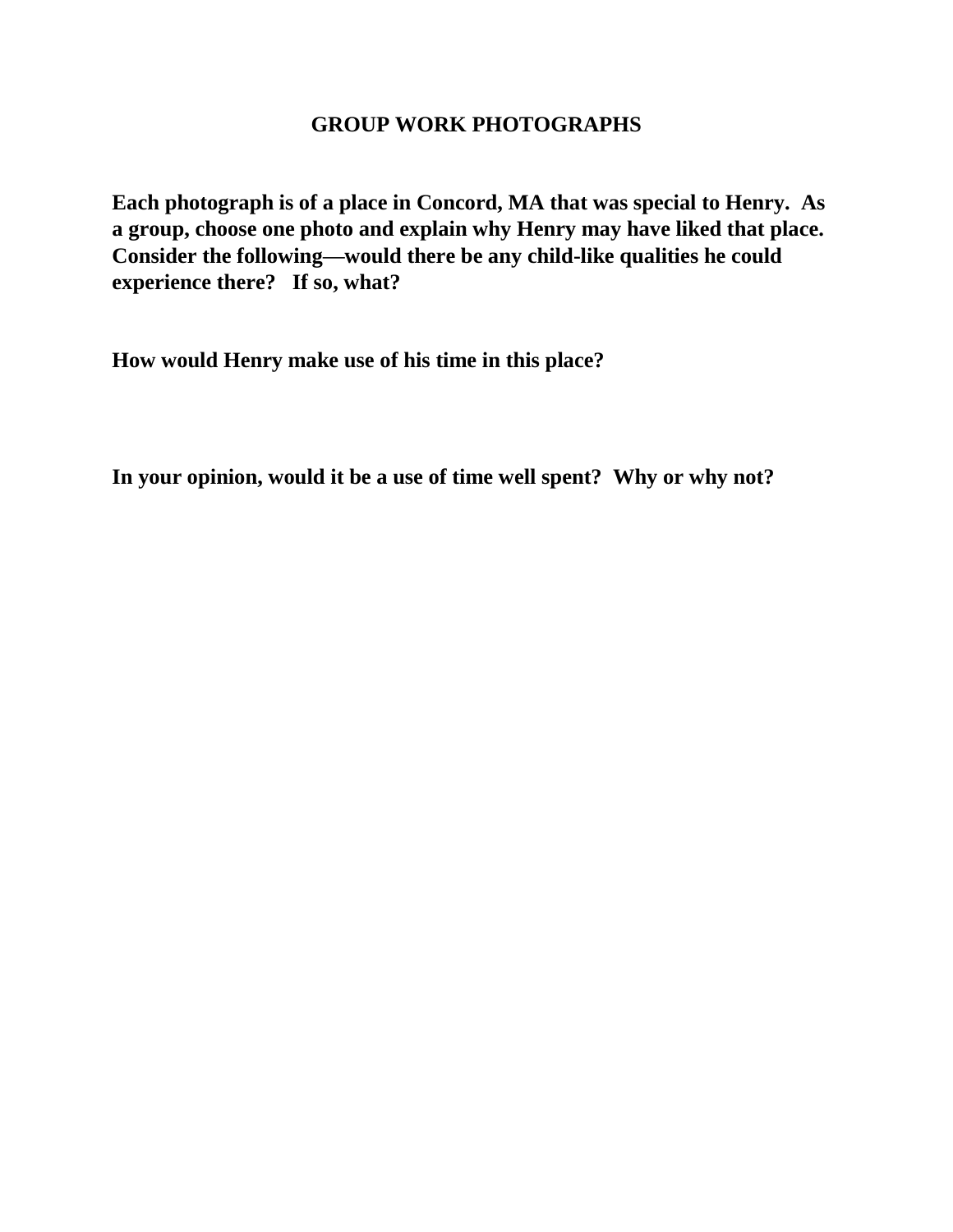# GROUP WORK PHOTOGRAPHS

**Each photograph is of a place in Concord, MA that was special to Henry. As a group, choose one photo and explain why Henry may have liked that place. Consider the following—would there be any child-like qualities he could experience there? If so, what?**

**How would Henry make use of his time in this place?**

**In your opinion, would it be a use of time well spent? Why or why not?**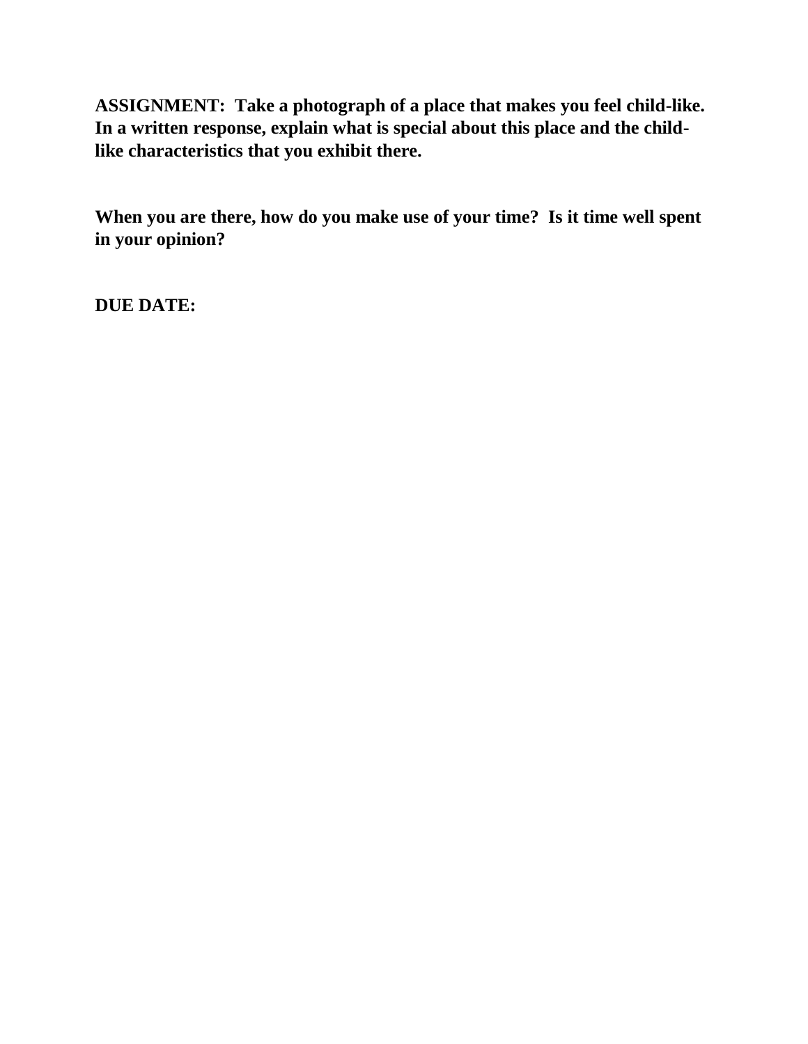**ASSIGNMENT: Take a photograph of a place that makes you feel child-like. In a written response, explain what is special about this place and the child-like characteristics that you exhibit there.**

**When you are there, how do you make use of your time? Is it time well spent in your opinion?**

**DUE DATE:**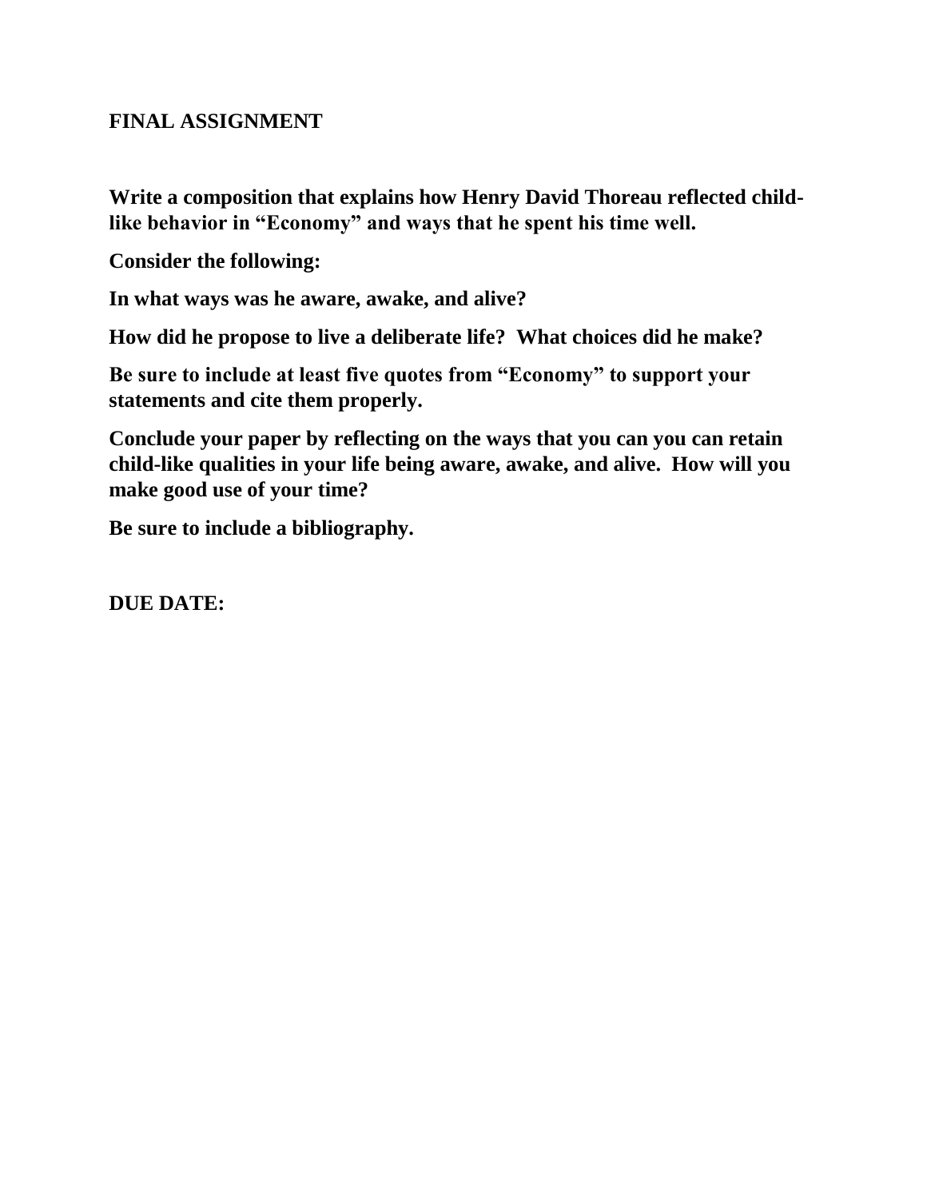**FINAL ASSIGNMENT**

**Write a composition that explains how Henry David Thoreau reflected child-like behavior in "Economy" and ways that he spent his time well.**

**Consider the following:**

**In what ways was he aware, awake, and alive?**

**How did he propose to live a deliberate life? What choices did he make?**

**Be sure to include at least five quotes from "Economy" to support your statements and cite them properly.**

**Conclude your paper by reflecting on the ways that you can you can retain child-like qualities in your life being aware, awake, and alive. How will you make good use of your time?**

**Be sure to include a bibliography.**

**DUE DATE:**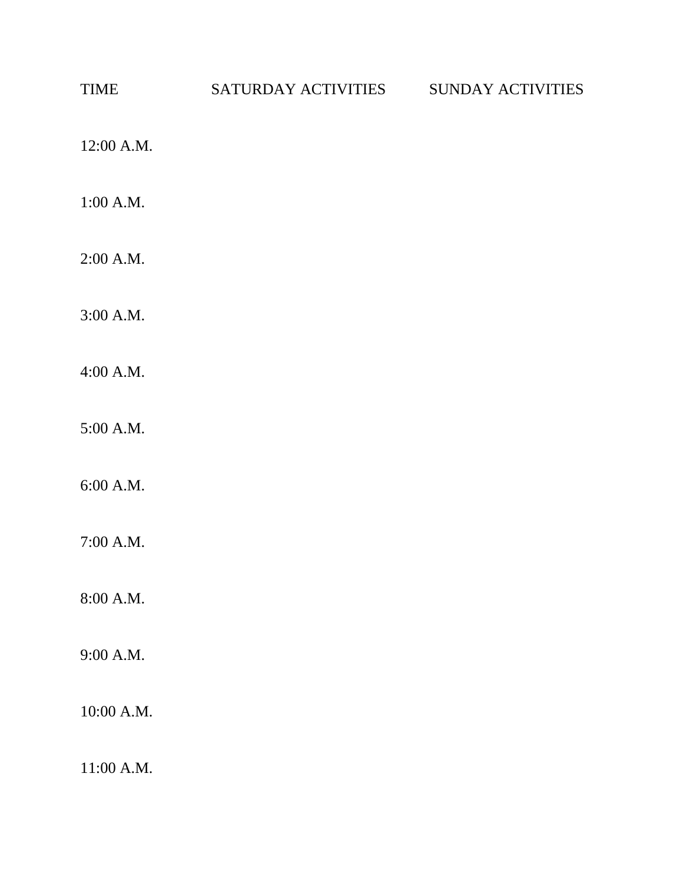| TIME | SATURDAY ACTIVITIES | SUNDAY ACTIVITIES |
| --- | --- | --- |
| 12:00 A.M. | | |
| 1:00 A.M. | | |
| 2:00 A.M. | | |
| 3:00 A.M. | | |
| 4:00 A.M. | | |
| 5:00 A.M. | | |
| 6:00 A.M. | | |
| 7:00 A.M. | | |
| 8:00 A.M. | | |
| 9:00 A.M. | | |
| 10:00 A.M. | | |
| 11:00 A.M. | | |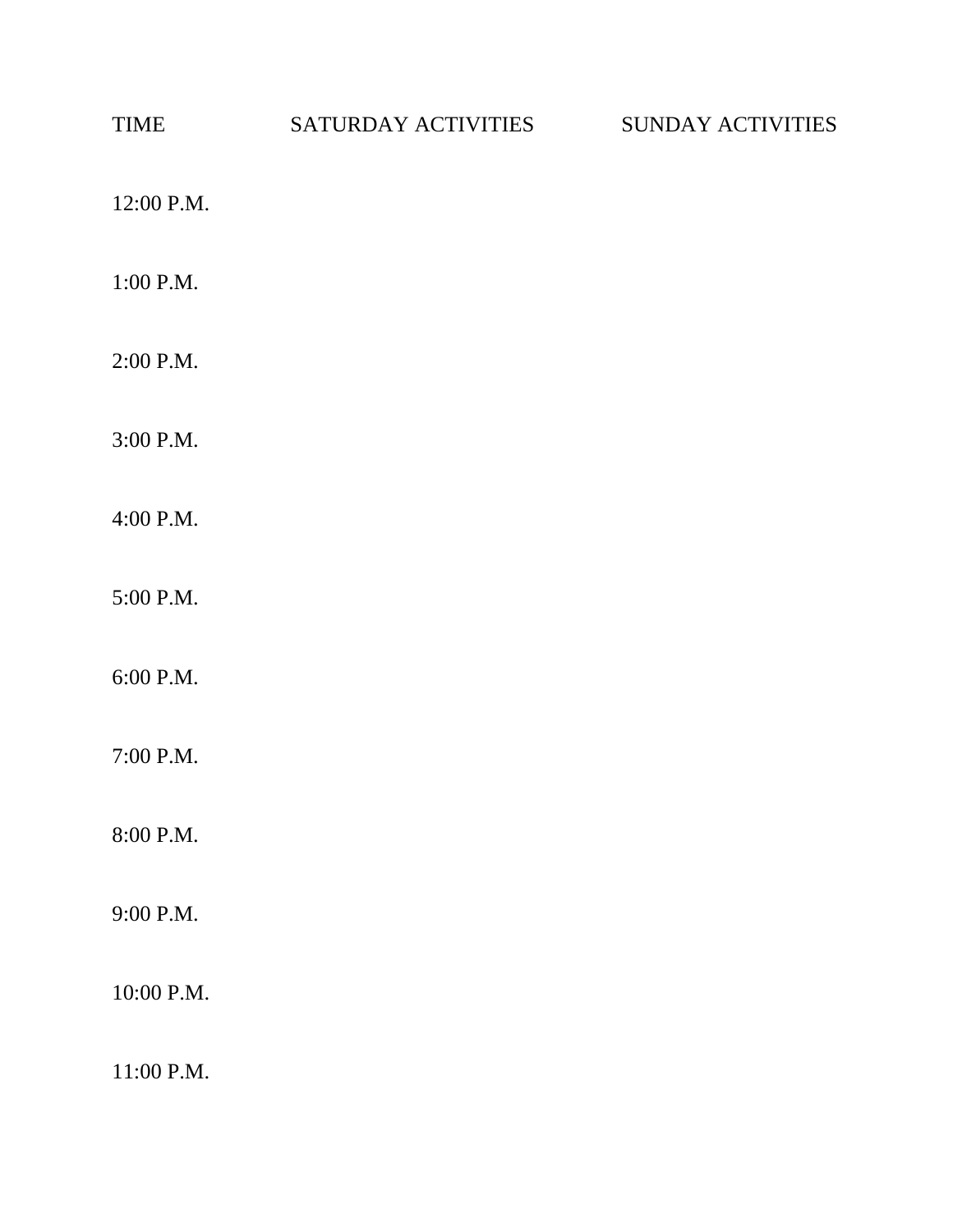| TIME | SATURDAY ACTIVITIES | SUNDAY ACTIVITIES |
| --- | --- | --- |
| 12:00 P.M. | | |
| 1:00 P.M. | | |
| 2:00 P.M. | | |
| 3:00 P.M. | | |
| 4:00 P.M. | | |
| 5:00 P.M. | | |
| 6:00 P.M. | | |
| 7:00 P.M. | | |
| 8:00 P.M. | | |
| 9:00 P.M. | | |
| 10:00 P.M. | | |
| 11:00 P.M. | | |